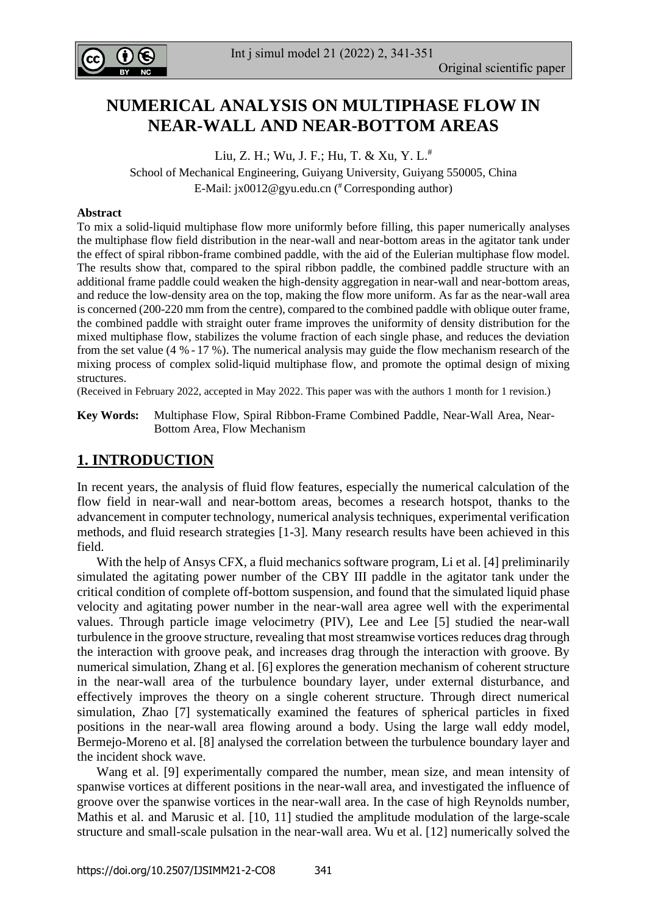# NUMERICAL ANALYSIS ON MULTIPHASE FLOW IN NEAR-WALL AND NEAR-BOTTOM AREAS

Liu, Z. H.; Wu, J. F.; Hu, T. & Xu, Y. L.[#]

School of Mechanical Engineering, Guiyang University, Guiyang 550005, China

E-Mail: jx0012@gyu.edu.cn ([#] Corresponding author)

**Abstract**

To mix a solid-liquid multiphase flow more uniformly before filling, this paper numerically analyses the multiphase flow field distribution in the near-wall and near-bottom areas in the agitator tank under the effect of spiral ribbon-frame combined paddle, with the aid of the Eulerian multiphase flow model. The results show that, compared to the spiral ribbon paddle, the combined paddle structure with an additional frame paddle could weaken the high-density aggregation in near-wall and near-bottom areas, and reduce the low-density area on the top, making the flow more uniform. As far as the near-wall area is concerned (200-220 mm from the centre), compared to the combined paddle with oblique outer frame, the combined paddle with straight outer frame improves the uniformity of density distribution for the mixed multiphase flow, stabilizes the volume fraction of each single phase, and reduces the deviation from the set value (4 % - 17 %). The numerical analysis may guide the flow mechanism research of the mixing process of complex solid-liquid multiphase flow, and promote the optimal design of mixing structures.

(Received in February 2022, accepted in May 2022. This paper was with the authors 1 month for 1 revision.)

**Key Words:** Multiphase Flow, Spiral Ribbon-Frame Combined Paddle, Near-Wall Area, Near-Bottom Area, Flow Mechanism

## 1. INTRODUCTION

In recent years, the analysis of fluid flow features, especially the numerical calculation of the flow field in near-wall and near-bottom areas, becomes a research hotspot, thanks to the advancement in computer technology, numerical analysis techniques, experimental verification methods, and fluid research strategies [1-3]. Many research results have been achieved in this field.

With the help of Ansys CFX, a fluid mechanics software program, Li et al. [4] preliminarily simulated the agitating power number of the CBY III paddle in the agitator tank under the critical condition of complete off-bottom suspension, and found that the simulated liquid phase velocity and agitating power number in the near-wall area agree well with the experimental values. Through particle image velocimetry (PIV), Lee and Lee [5] studied the near-wall turbulence in the groove structure, revealing that most streamwise vortices reduces drag through the interaction with groove peak, and increases drag through the interaction with groove. By numerical simulation, Zhang et al. [6] explores the generation mechanism of coherent structure in the near-wall area of the turbulence boundary layer, under external disturbance, and effectively improves the theory on a single coherent structure. Through direct numerical simulation, Zhao [7] systematically examined the features of spherical particles in fixed positions in the near-wall area flowing around a body. Using the large wall eddy model, Bermejo-Moreno et al. [8] analysed the correlation between the turbulence boundary layer and the incident shock wave.

Wang et al. [9] experimentally compared the number, mean size, and mean intensity of spanwise vortices at different positions in the near-wall area, and investigated the influence of groove over the spanwise vortices in the near-wall area. In the case of high Reynolds number, Mathis et al. and Marusic et al. [10, 11] studied the amplitude modulation of the large-scale structure and small-scale pulsation in the near-wall area. Wu et al. [12] numerically solved the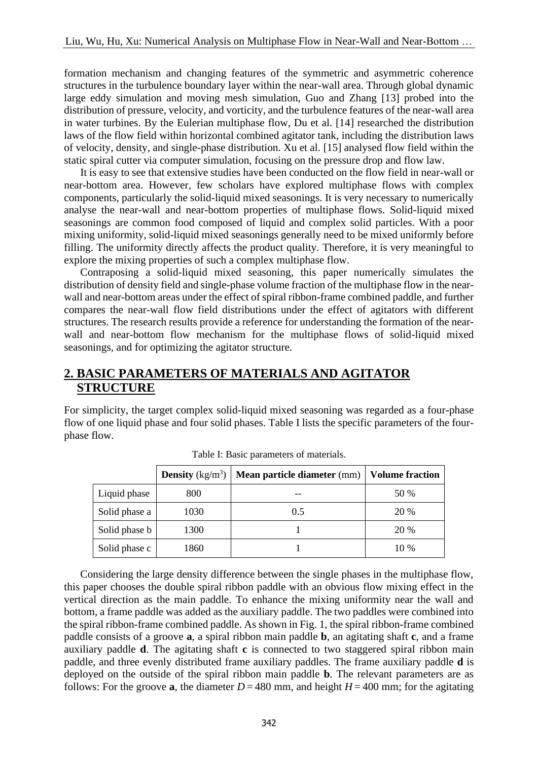formation mechanism and changing features of the symmetric and asymmetric coherence structures in the turbulence boundary layer within the near-wall area. Through global dynamic large eddy simulation and moving mesh simulation, Guo and Zhang [13] probed into the distribution of pressure, velocity, and vorticity, and the turbulence features of the near-wall area in water turbines. By the Eulerian multiphase flow, Du et al. [14] researched the distribution laws of the flow field within horizontal combined agitator tank, including the distribution laws of velocity, density, and single-phase distribution. Xu et al. [15] analysed flow field within the static spiral cutter via computer simulation, focusing on the pressure drop and flow law.

It is easy to see that extensive studies have been conducted on the flow field in near-wall or near-bottom area. However, few scholars have explored multiphase flows with complex components, particularly the solid-liquid mixed seasonings. It is very necessary to numerically analyse the near-wall and near-bottom properties of multiphase flows. Solid-liquid mixed seasonings are common food composed of liquid and complex solid particles. With a poor mixing uniformity, solid-liquid mixed seasonings generally need to be mixed uniformly before filling. The uniformity directly affects the product quality. Therefore, it is very meaningful to explore the mixing properties of such a complex multiphase flow.

Contraposing a solid-liquid mixed seasoning, this paper numerically simulates the distribution of density field and single-phase volume fraction of the multiphase flow in the near-wall and near-bottom areas under the effect of spiral ribbon-frame combined paddle, and further compares the near-wall flow field distributions under the effect of agitators with different structures. The research results provide a reference for understanding the formation of the near-wall and near-bottom flow mechanism for the multiphase flows of solid-liquid mixed seasonings, and for optimizing the agitator structure.

## 2. BASIC PARAMETERS OF MATERIALS AND AGITATOR STRUCTURE

For simplicity, the target complex solid-liquid mixed seasoning was regarded as a four-phase flow of one liquid phase and four solid phases. Table I lists the specific parameters of the four-phase flow.

Table I: Basic parameters of materials.

| | **Density** ($kg/m^3$) | **Mean particle diameter** (mm) | **Volume fraction** |
|---|---|---|---|
| Liquid phase | 800 | -- | 50 % |
| Solid phase a | 1030 | 0.5 | 20 % |
| Solid phase b | 1300 | 1 | 20 % |
| Solid phase c | 1860 | 1 | 10 % |

Considering the large density difference between the single phases in the multiphase flow, this paper chooses the double spiral ribbon paddle with an obvious flow mixing effect in the vertical direction as the main paddle. To enhance the mixing uniformity near the wall and bottom, a frame paddle was added as the auxiliary paddle. The two paddles were combined into the spiral ribbon-frame combined paddle. As shown in Fig. 1, the spiral ribbon-frame combined paddle consists of a groove **a**, a spiral ribbon main paddle **b**, an agitating shaft **c**, and a frame auxiliary paddle **d**. The agitating shaft **c** is connected to two staggered spiral ribbon main paddle, and three evenly distributed frame auxiliary paddles. The frame auxiliary paddle **d** is deployed on the outside of the spiral ribbon main paddle **b**. The relevant parameters are as follows: For the groove **a**, the diameter $D = 480$ mm, and height $H = 400$ mm; for the agitating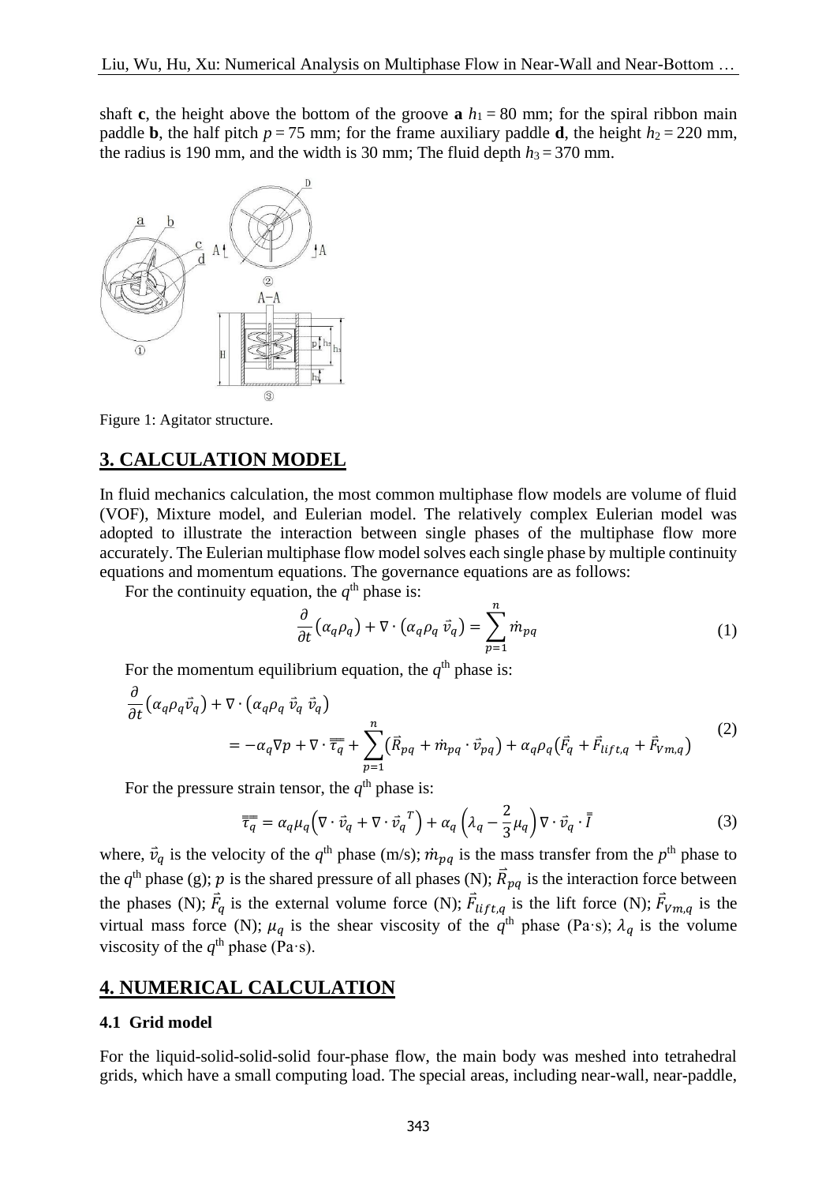shaft **c**, the height above the bottom of the groove **a** $h_1 = 80$ mm; for the spiral ribbon main paddle **b**, the half pitch $p = 75$ mm; for the frame auxiliary paddle **d**, the height $h_2 = 220$ mm, the radius is 190 mm, and the width is 30 mm; The fluid depth $h_3 = 370$ mm.

Figure 1: Agitator structure.

## 3. CALCULATION MODEL

In fluid mechanics calculation, the most common multiphase flow models are volume of fluid (VOF), Mixture model, and Eulerian model. The relatively complex Eulerian model was adopted to illustrate the interaction between single phases of the multiphase flow more accurately. The Eulerian multiphase flow model solves each single phase by multiple continuity equations and momentum equations. The governance equations are as follows:

For the continuity equation, the $q^{\text{th}}$ phase is:

$$\frac{\partial}{\partial t}\left(\alpha_q \rho_q\right) + \nabla \cdot \left(\alpha_q \rho_q \, \vec{v}_q\right) = \sum_{p=1}^{n} \dot{m}_{pq} \tag{1}$$

For the momentum equilibrium equation, the $q^{\text{th}}$ phase is:

$$\frac{\partial}{\partial t}\left(\alpha_q \rho_q \vec{v}_q\right) + \nabla \cdot \left(\alpha_q \rho_q \, \vec{v}_q \, \vec{v}_q\right) = -\alpha_q \nabla p + \nabla \cdot \overline{\overline{\tau_q}} + \sum_{p=1}^{n}\left(\vec{R}_{pq} + \dot{m}_{pq} \cdot \vec{v}_{pq}\right) + \alpha_q \rho_q \left(\vec{F}_q + \vec{F}_{lift,q} + \vec{F}_{Vm,q}\right) \tag{2}$$

For the pressure strain tensor, the $q^{\text{th}}$ phase is:

$$\overline{\overline{\tau_q}} = \alpha_q \mu_q \left(\nabla \cdot \vec{v}_q + \nabla \cdot \vec{v}_q^{\,T}\right) + \alpha_q \left(\lambda_q - \frac{2}{3}\mu_q\right) \nabla \cdot \vec{v}_q \cdot \overline{\overline{I}} \tag{3}$$

where, $\vec{v}_q$ is the velocity of the $q^{\text{th}}$ phase (m/s); $\dot{m}_{pq}$ is the mass transfer from the $p^{\text{th}}$ phase to the $q^{\text{th}}$ phase (g); $p$ is the shared pressure of all phases (N); $\vec{R}_{pq}$ is the interaction force between the phases (N); $\vec{F}_q$ is the external volume force (N); $\vec{F}_{lift,q}$ is the lift force (N); $\vec{F}_{Vm,q}$ is the virtual mass force (N); $\mu_q$ is the shear viscosity of the $q^{\text{th}}$ phase (Pa·s); $\lambda_q$ is the volume viscosity of the $q^{\text{th}}$ phase (Pa·s).

## 4. NUMERICAL CALCULATION

### 4.1 Grid model

For the liquid-solid-solid-solid four-phase flow, the main body was meshed into tetrahedral grids, which have a small computing load. The special areas, including near-wall, near-paddle,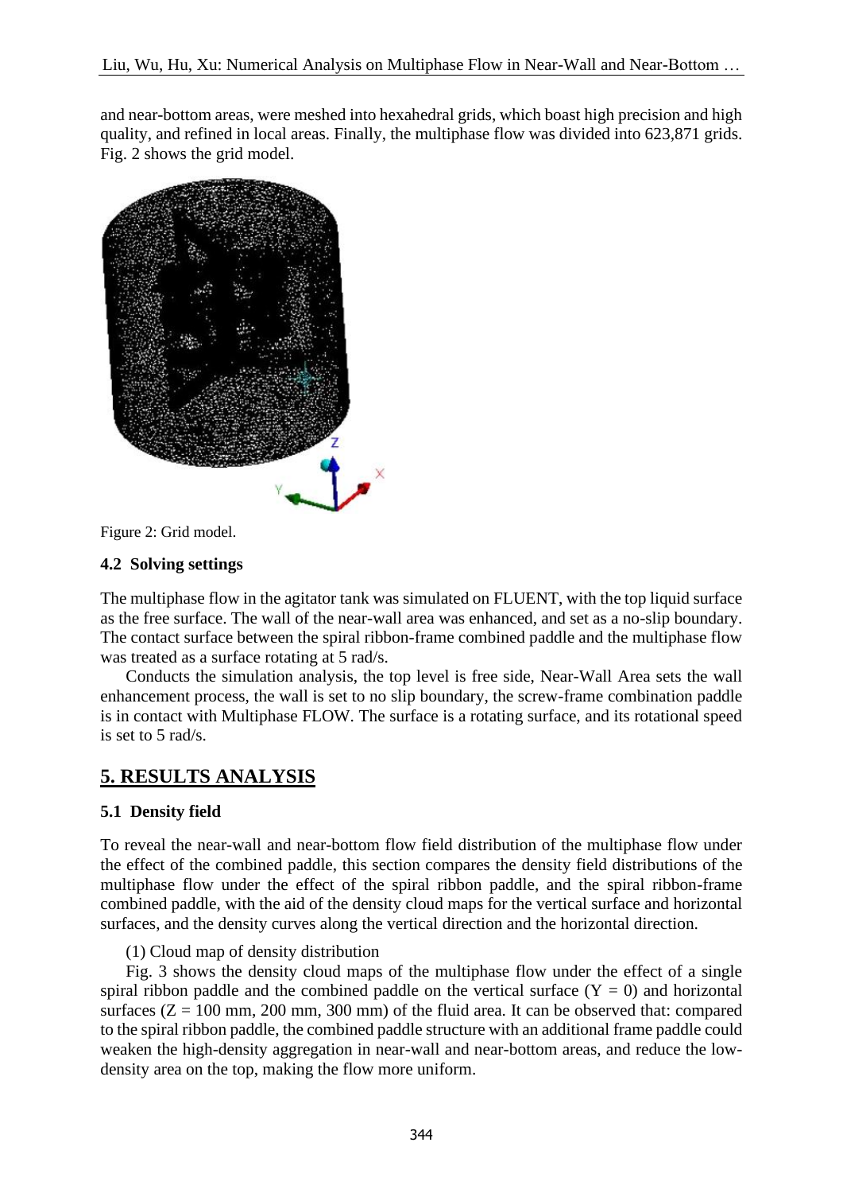and near-bottom areas, were meshed into hexahedral grids, which boast high precision and high quality, and refined in local areas. Finally, the multiphase flow was divided into 623,871 grids. Fig. 2 shows the grid model.

Figure 2: Grid model.

### 4.2 Solving settings

The multiphase flow in the agitator tank was simulated on FLUENT, with the top liquid surface as the free surface. The wall of the near-wall area was enhanced, and set as a no-slip boundary. The contact surface between the spiral ribbon-frame combined paddle and the multiphase flow was treated as a surface rotating at 5 rad/s.

Conducts the simulation analysis, the top level is free side, Near-Wall Area sets the wall enhancement process, the wall is set to no slip boundary, the screw-frame combination paddle is in contact with Multiphase FLOW. The surface is a rotating surface, and its rotational speed is set to 5 rad/s.

## 5. RESULTS ANALYSIS

### 5.1 Density field

To reveal the near-wall and near-bottom flow field distribution of the multiphase flow under the effect of the combined paddle, this section compares the density field distributions of the multiphase flow under the effect of the spiral ribbon paddle, and the spiral ribbon-frame combined paddle, with the aid of the density cloud maps for the vertical surface and horizontal surfaces, and the density curves along the vertical direction and the horizontal direction.

(1) Cloud map of density distribution

Fig. 3 shows the density cloud maps of the multiphase flow under the effect of a single spiral ribbon paddle and the combined paddle on the vertical surface (Y = 0) and horizontal surfaces (Z = 100 mm, 200 mm, 300 mm) of the fluid area. It can be observed that: compared to the spiral ribbon paddle, the combined paddle structure with an additional frame paddle could weaken the high-density aggregation in near-wall and near-bottom areas, and reduce the low-density area on the top, making the flow more uniform.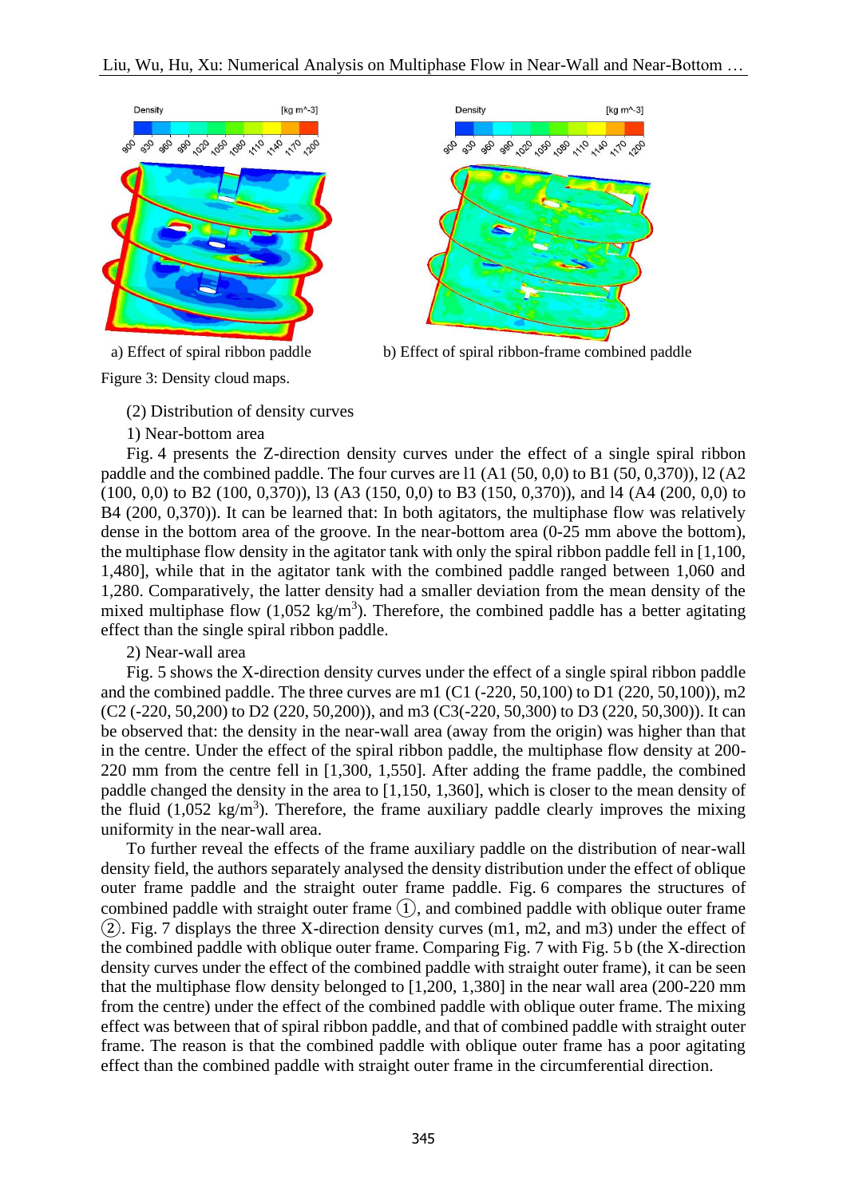a) Effect of spiral ribbon paddle

b) Effect of spiral ribbon-frame combined paddle

Figure 3: Density cloud maps.

(2) Distribution of density curves

1) Near-bottom area

Fig. 4 presents the Z-direction density curves under the effect of a single spiral ribbon paddle and the combined paddle. The four curves are l1 (A1 (50, 0,0) to B1 (50, 0,370)), l2 (A2 (100, 0,0) to B2 (100, 0,370)), l3 (A3 (150, 0,0) to B3 (150, 0,370)), and l4 (A4 (200, 0,0) to B4 (200, 0,370)). It can be learned that: In both agitators, the multiphase flow was relatively dense in the bottom area of the groove. In the near-bottom area (0-25 mm above the bottom), the multiphase flow density in the agitator tank with only the spiral ribbon paddle fell in [1,100, 1,480], while that in the agitator tank with the combined paddle ranged between 1,060 and 1,280. Comparatively, the latter density had a smaller deviation from the mean density of the mixed multiphase flow (1,052 kg/m$^3$). Therefore, the combined paddle has a better agitating effect than the single spiral ribbon paddle.

2) Near-wall area

Fig. 5 shows the X-direction density curves under the effect of a single spiral ribbon paddle and the combined paddle. The three curves are m1 (C1 (-220, 50,100) to D1 (220, 50,100)), m2 (C2 (-220, 50,200) to D2 (220, 50,200)), and m3 (C3(-220, 50,300) to D3 (220, 50,300)). It can be observed that: the density in the near-wall area (away from the origin) was higher than that in the centre. Under the effect of the spiral ribbon paddle, the multiphase flow density at 200-220 mm from the centre fell in [1,300, 1,550]. After adding the frame paddle, the combined paddle changed the density in the area to [1,150, 1,360], which is closer to the mean density of the fluid (1,052 kg/m$^3$). Therefore, the frame auxiliary paddle clearly improves the mixing uniformity in the near-wall area.

To further reveal the effects of the frame auxiliary paddle on the distribution of near-wall density field, the authors separately analysed the density distribution under the effect of oblique outer frame paddle and the straight outer frame paddle. Fig. 6 compares the structures of combined paddle with straight outer frame ①, and combined paddle with oblique outer frame ②. Fig. 7 displays the three X-direction density curves (m1, m2, and m3) under the effect of the combined paddle with oblique outer frame. Comparing Fig. 7 with Fig. 5 b (the X-direction density curves under the effect of the combined paddle with straight outer frame), it can be seen that the multiphase flow density belonged to [1,200, 1,380] in the near wall area (200-220 mm from the centre) under the effect of the combined paddle with oblique outer frame. The mixing effect was between that of spiral ribbon paddle, and that of combined paddle with straight outer frame. The reason is that the combined paddle with oblique outer frame has a poor agitating effect than the combined paddle with straight outer frame in the circumferential direction.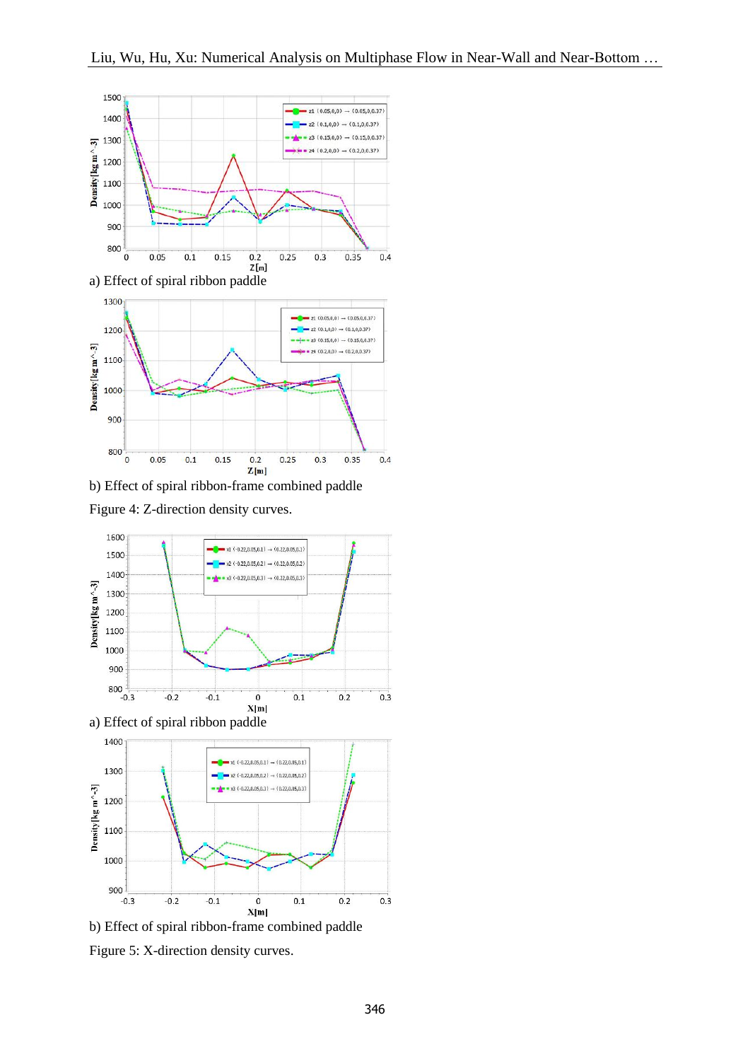a) Effect of spiral ribbon paddle

b) Effect of spiral ribbon-frame combined paddle

Figure 4: Z-direction density curves.

a) Effect of spiral ribbon paddle

b) Effect of spiral ribbon-frame combined paddle

Figure 5: X-direction density curves.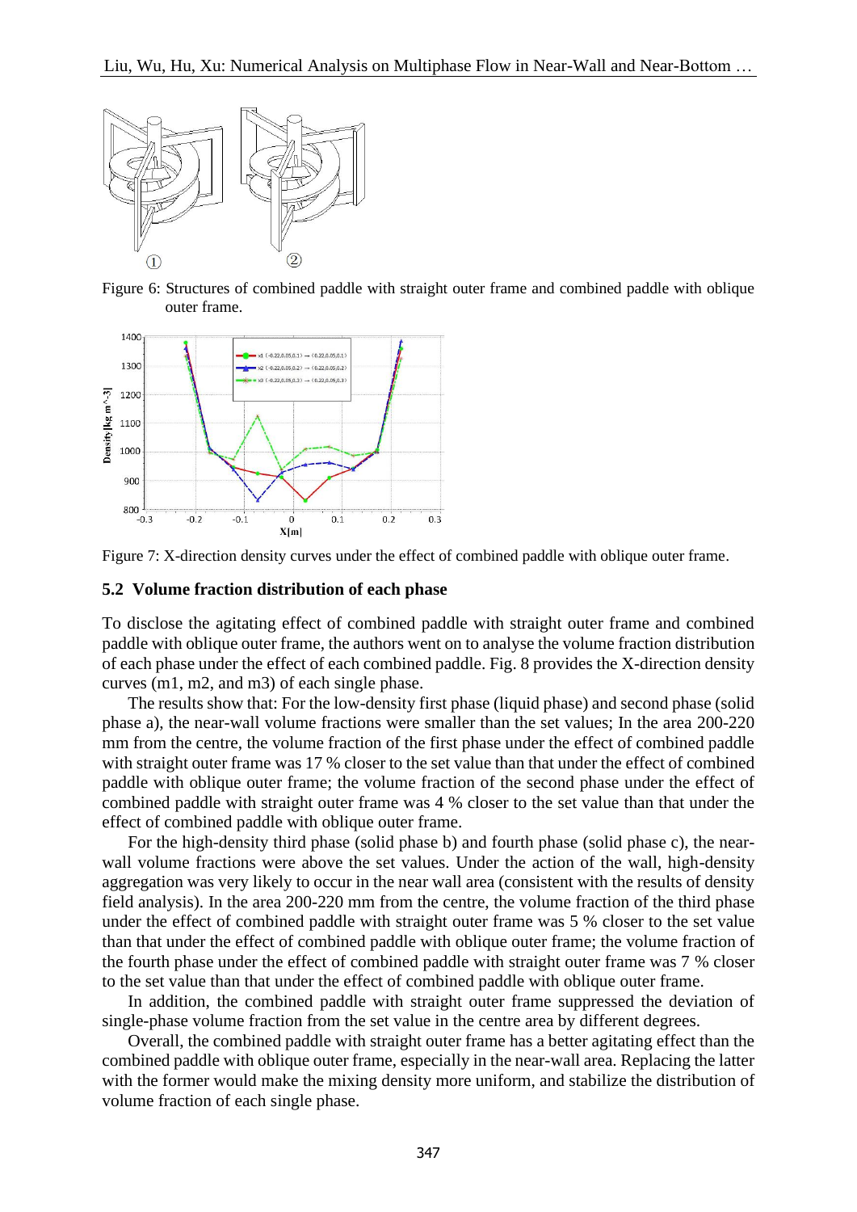Figure 6: Structures of combined paddle with straight outer frame and combined paddle with oblique outer frame.

Figure 7: X-direction density curves under the effect of combined paddle with oblique outer frame.

### 5.2 Volume fraction distribution of each phase

To disclose the agitating effect of combined paddle with straight outer frame and combined paddle with oblique outer frame, the authors went on to analyse the volume fraction distribution of each phase under the effect of each combined paddle. Fig. 8 provides the X-direction density curves (m1, m2, and m3) of each single phase.

The results show that: For the low-density first phase (liquid phase) and second phase (solid phase a), the near-wall volume fractions were smaller than the set values; In the area 200-220 mm from the centre, the volume fraction of the first phase under the effect of combined paddle with straight outer frame was 17 % closer to the set value than that under the effect of combined paddle with oblique outer frame; the volume fraction of the second phase under the effect of combined paddle with straight outer frame was 4 % closer to the set value than that under the effect of combined paddle with oblique outer frame.

For the high-density third phase (solid phase b) and fourth phase (solid phase c), the near-wall volume fractions were above the set values. Under the action of the wall, high-density aggregation was very likely to occur in the near wall area (consistent with the results of density field analysis). In the area 200-220 mm from the centre, the volume fraction of the third phase under the effect of combined paddle with straight outer frame was 5 % closer to the set value than that under the effect of combined paddle with oblique outer frame; the volume fraction of the fourth phase under the effect of combined paddle with straight outer frame was 7 % closer to the set value than that under the effect of combined paddle with oblique outer frame.

In addition, the combined paddle with straight outer frame suppressed the deviation of single-phase volume fraction from the set value in the centre area by different degrees.

Overall, the combined paddle with straight outer frame has a better agitating effect than the combined paddle with oblique outer frame, especially in the near-wall area. Replacing the latter with the former would make the mixing density more uniform, and stabilize the distribution of volume fraction of each single phase.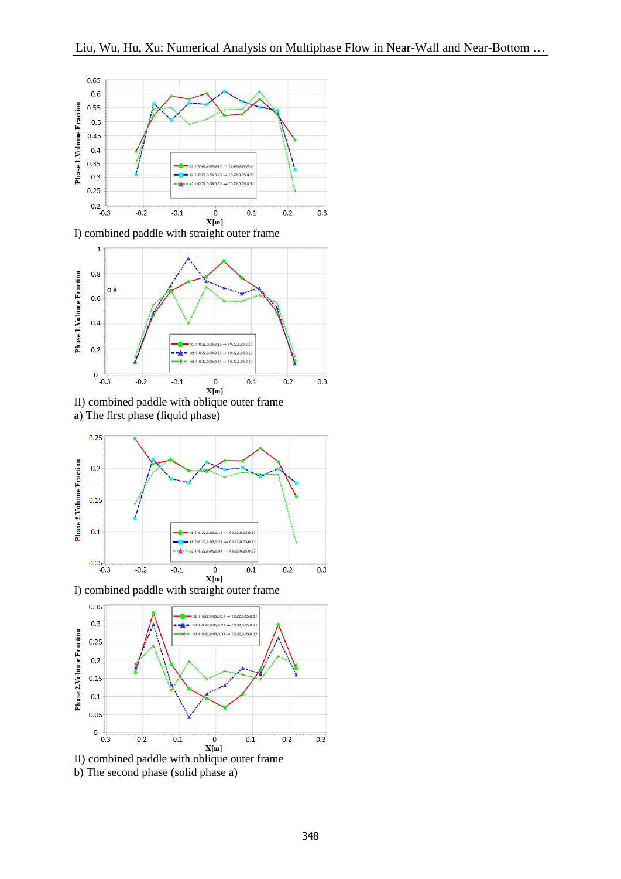I) combined paddle with straight outer frame

II) combined paddle with oblique outer frame

a) The first phase (liquid phase)

I) combined paddle with straight outer frame

II) combined paddle with oblique outer frame

b) The second phase (solid phase a)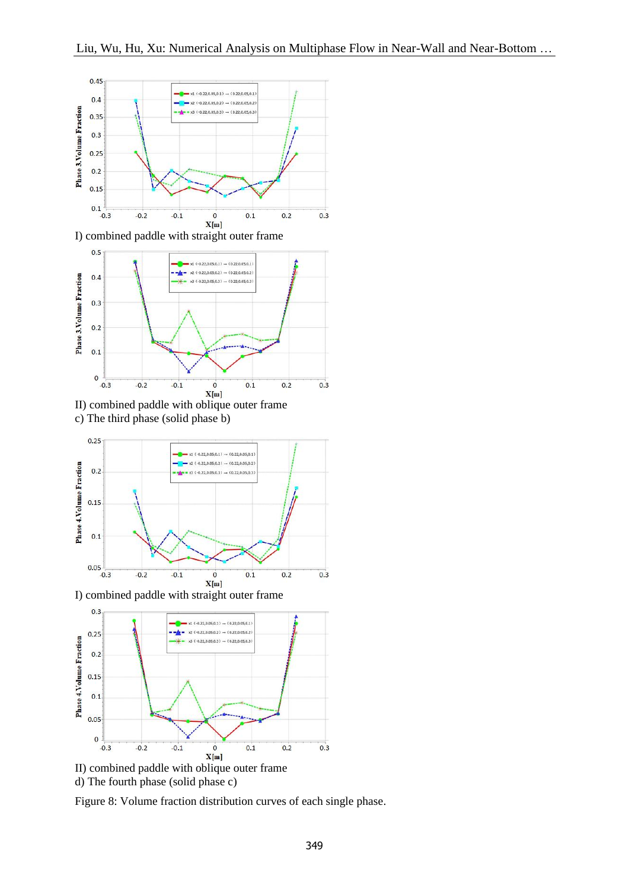I) combined paddle with straight outer frame

II) combined paddle with oblique outer frame

c) The third phase (solid phase b)

I) combined paddle with straight outer frame

II) combined paddle with oblique outer frame

d) The fourth phase (solid phase c)

Figure 8: Volume fraction distribution curves of each single phase.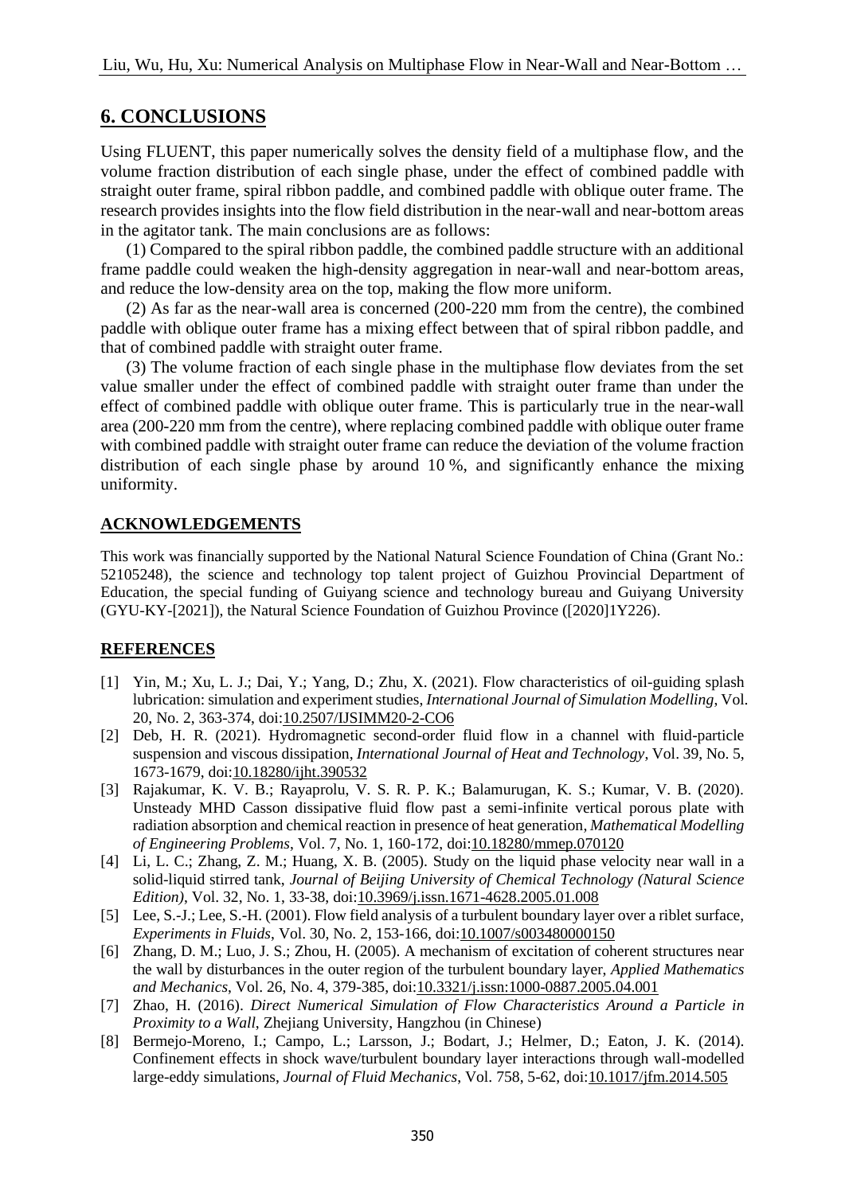## 6. CONCLUSIONS

Using FLUENT, this paper numerically solves the density field of a multiphase flow, and the volume fraction distribution of each single phase, under the effect of combined paddle with straight outer frame, spiral ribbon paddle, and combined paddle with oblique outer frame. The research provides insights into the flow field distribution in the near-wall and near-bottom areas in the agitator tank. The main conclusions are as follows:

(1) Compared to the spiral ribbon paddle, the combined paddle structure with an additional frame paddle could weaken the high-density aggregation in near-wall and near-bottom areas, and reduce the low-density area on the top, making the flow more uniform.

(2) As far as the near-wall area is concerned (200-220 mm from the centre), the combined paddle with oblique outer frame has a mixing effect between that of spiral ribbon paddle, and that of combined paddle with straight outer frame.

(3) The volume fraction of each single phase in the multiphase flow deviates from the set value smaller under the effect of combined paddle with straight outer frame than under the effect of combined paddle with oblique outer frame. This is particularly true in the near-wall area (200-220 mm from the centre), where replacing combined paddle with oblique outer frame with combined paddle with straight outer frame can reduce the deviation of the volume fraction distribution of each single phase by around 10 %, and significantly enhance the mixing uniformity.

### ACKNOWLEDGEMENTS

This work was financially supported by the National Natural Science Foundation of China (Grant No.: 52105248), the science and technology top talent project of Guizhou Provincial Department of Education, the special funding of Guiyang science and technology bureau and Guiyang University (GYU-KY-[2021]), the Natural Science Foundation of Guizhou Province ([2020]1Y226).

### REFERENCES

[1] Yin, M.; Xu, L. J.; Dai, Y.; Yang, D.; Zhu, X. (2021). Flow characteristics of oil-guiding splash lubrication: simulation and experiment studies, *International Journal of Simulation Modelling*, Vol. 20, No. 2, 363-374, doi:10.2507/IJSIMM20-2-CO6

[2] Deb, H. R. (2021). Hydromagnetic second-order fluid flow in a channel with fluid-particle suspension and viscous dissipation, *International Journal of Heat and Technology*, Vol. 39, No. 5, 1673-1679, doi:10.18280/ijht.390532

[3] Rajakumar, K. V. B.; Rayaprolu, V. S. R. P. K.; Balamurugan, K. S.; Kumar, V. B. (2020). Unsteady MHD Casson dissipative fluid flow past a semi-infinite vertical porous plate with radiation absorption and chemical reaction in presence of heat generation, *Mathematical Modelling of Engineering Problems*, Vol. 7, No. 1, 160-172, doi:10.18280/mmep.070120

[4] Li, L. C.; Zhang, Z. M.; Huang, X. B. (2005). Study on the liquid phase velocity near wall in a solid-liquid stirred tank, *Journal of Beijing University of Chemical Technology (Natural Science Edition)*, Vol. 32, No. 1, 33-38, doi:10.3969/j.issn.1671-4628.2005.01.008

[5] Lee, S.-J.; Lee, S.-H. (2001). Flow field analysis of a turbulent boundary layer over a riblet surface, *Experiments in Fluids*, Vol. 30, No. 2, 153-166, doi:10.1007/s003480000150

[6] Zhang, D. M.; Luo, J. S.; Zhou, H. (2005). A mechanism of excitation of coherent structures near the wall by disturbances in the outer region of the turbulent boundary layer, *Applied Mathematics and Mechanics*, Vol. 26, No. 4, 379-385, doi:10.3321/j.issn:1000-0887.2005.04.001

[7] Zhao, H. (2016). *Direct Numerical Simulation of Flow Characteristics Around a Particle in Proximity to a Wall*, Zhejiang University, Hangzhou (in Chinese)

[8] Bermejo-Moreno, I.; Campo, L.; Larsson, J.; Bodart, J.; Helmer, D.; Eaton, J. K. (2014). Confinement effects in shock wave/turbulent boundary layer interactions through wall-modelled large-eddy simulations, *Journal of Fluid Mechanics*, Vol. 758, 5-62, doi:10.1017/jfm.2014.505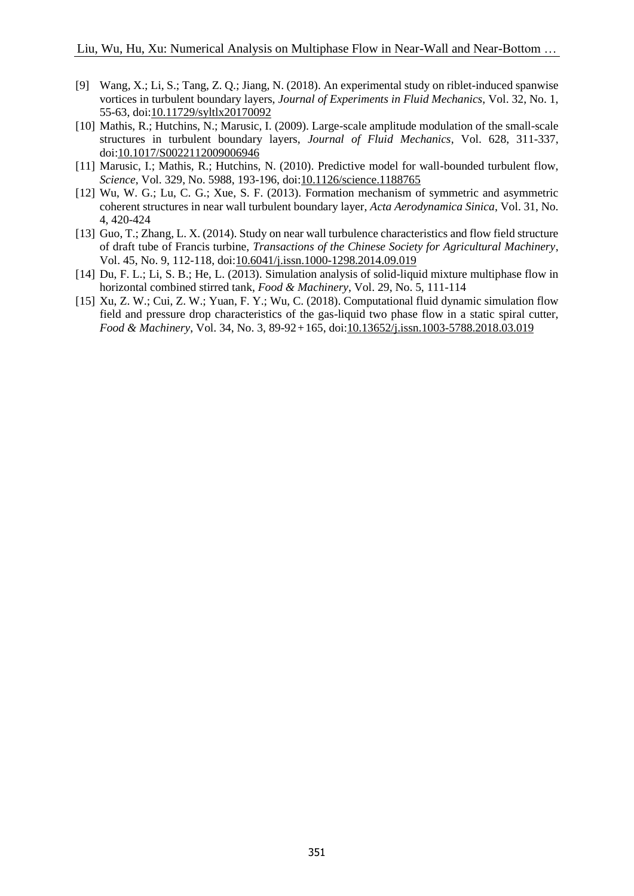[9] Wang, X.; Li, S.; Tang, Z. Q.; Jiang, N. (2018). An experimental study on riblet-induced spanwise vortices in turbulent boundary layers, *Journal of Experiments in Fluid Mechanics*, Vol. 32, No. 1, 55-63, doi:10.11729/syltlx20170092

[10] Mathis, R.; Hutchins, N.; Marusic, I. (2009). Large-scale amplitude modulation of the small-scale structures in turbulent boundary layers, *Journal of Fluid Mechanics*, Vol. 628, 311-337, doi:10.1017/S0022112009006946

[11] Marusic, I.; Mathis, R.; Hutchins, N. (2010). Predictive model for wall-bounded turbulent flow, *Science*, Vol. 329, No. 5988, 193-196, doi:10.1126/science.1188765

[12] Wu, W. G.; Lu, C. G.; Xue, S. F. (2013). Formation mechanism of symmetric and asymmetric coherent structures in near wall turbulent boundary layer, *Acta Aerodynamica Sinica*, Vol. 31, No. 4, 420-424

[13] Guo, T.; Zhang, L. X. (2014). Study on near wall turbulence characteristics and flow field structure of draft tube of Francis turbine, *Transactions of the Chinese Society for Agricultural Machinery*, Vol. 45, No. 9, 112-118, doi:10.6041/j.issn.1000-1298.2014.09.019

[14] Du, F. L.; Li, S. B.; He, L. (2013). Simulation analysis of solid-liquid mixture multiphase flow in horizontal combined stirred tank, *Food & Machinery*, Vol. 29, No. 5, 111-114

[15] Xu, Z. W.; Cui, Z. W.; Yuan, F. Y.; Wu, C. (2018). Computational fluid dynamic simulation flow field and pressure drop characteristics of the gas-liquid two phase flow in a static spiral cutter, *Food & Machinery*, Vol. 34, No. 3, 89-92+165, doi:10.13652/j.issn.1003-5788.2018.03.019